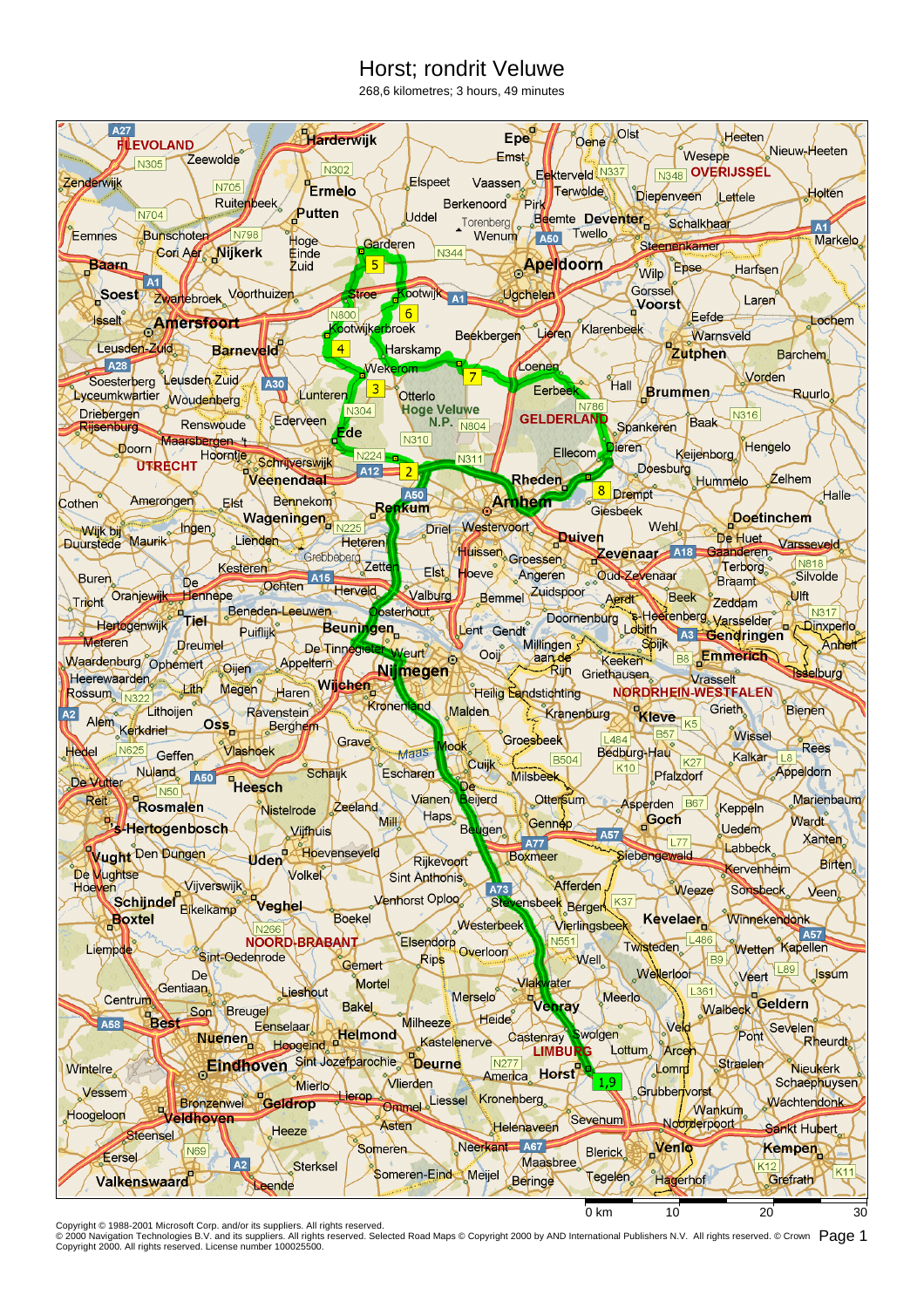# Horst; rondrit Veluwe

268,6 kilometres; 3 hours, 49 minutes

Copyright © 1988-2001 Microsoft Corp. and/or its suppliers. All rights reserved.
© 2000 Navigation Technologies B.V. and its suppliers. All rights reserved. Selected Road Maps © Copyright 2000 by AND International Publishers N.V. All rights reserved. © Crown Copyright 2000. All rights reserved. License number 100025500.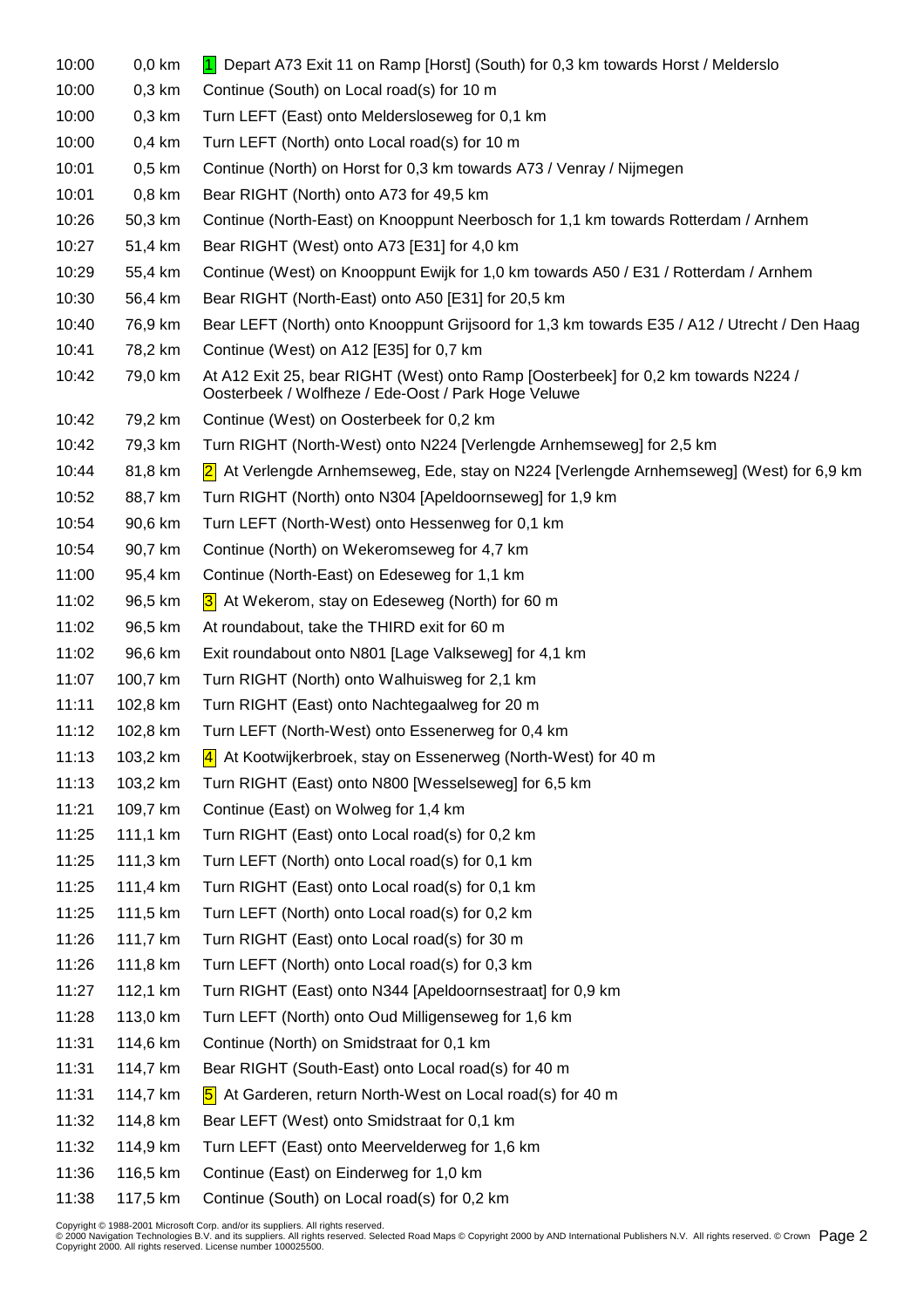| | | |
|---|---|---|
| 10:00 | 0,0 km | 1 Depart A73 Exit 11 on Ramp [Horst] (South) for 0,3 km towards Horst / Melderslo |
| 10:00 | 0,3 km | Continue (South) on Local road(s) for 10 m |
| 10:00 | 0,3 km | Turn LEFT (East) onto Meldersloseweg for 0,1 km |
| 10:00 | 0,4 km | Turn LEFT (North) onto Local road(s) for 10 m |
| 10:01 | 0,5 km | Continue (North) on Horst for 0,3 km towards A73 / Venray / Nijmegen |
| 10:01 | 0,8 km | Bear RIGHT (North) onto A73 for 49,5 km |
| 10:26 | 50,3 km | Continue (North-East) on Knooppunt Neerbosch for 1,1 km towards Rotterdam / Arnhem |
| 10:27 | 51,4 km | Bear RIGHT (West) onto A73 [E31] for 4,0 km |
| 10:29 | 55,4 km | Continue (West) on Knooppunt Ewijk for 1,0 km towards A50 / E31 / Rotterdam / Arnhem |
| 10:30 | 56,4 km | Bear RIGHT (North-East) onto A50 [E31] for 20,5 km |
| 10:40 | 76,9 km | Bear LEFT (North) onto Knooppunt Grijsoord for 1,3 km towards E35 / A12 / Utrecht / Den Haag |
| 10:41 | 78,2 km | Continue (West) on A12 [E35] for 0,7 km |
| 10:42 | 79,0 km | At A12 Exit 25, bear RIGHT (West) onto Ramp [Oosterbeek] for 0,2 km towards N224 / Oosterbeek / Wolfheze / Ede-Oost / Park Hoge Veluwe |
| 10:42 | 79,2 km | Continue (West) on Oosterbeek for 0,2 km |
| 10:42 | 79,3 km | Turn RIGHT (North-West) onto N224 [Verlengde Arnhemseweg] for 2,5 km |
| 10:44 | 81,8 km | 2 At Verlengde Arnhemseweg, Ede, stay on N224 [Verlengde Arnhemseweg] (West) for 6,9 km |
| 10:52 | 88,7 km | Turn RIGHT (North) onto N304 [Apeldoornseweg] for 1,9 km |
| 10:54 | 90,6 km | Turn LEFT (North-West) onto Hessenweg for 0,1 km |
| 10:54 | 90,7 km | Continue (North) on Wekeromseweg for 4,7 km |
| 11:00 | 95,4 km | Continue (North-East) on Edeseweg for 1,1 km |
| 11:02 | 96,5 km | 3 At Wekerom, stay on Edeseweg (North) for 60 m |
| 11:02 | 96,5 km | At roundabout, take the THIRD exit for 60 m |
| 11:02 | 96,6 km | Exit roundabout onto N801 [Lage Valkseweg] for 4,1 km |
| 11:07 | 100,7 km | Turn RIGHT (North) onto Walhuisweg for 2,1 km |
| 11:11 | 102,8 km | Turn RIGHT (East) onto Nachtegaalweg for 20 m |
| 11:12 | 102,8 km | Turn LEFT (North-West) onto Essenerweg for 0,4 km |
| 11:13 | 103,2 km | 4 At Kootwijkerbroek, stay on Essenerweg (North-West) for 40 m |
| 11:13 | 103,2 km | Turn RIGHT (East) onto N800 [Wesselseweg] for 6,5 km |
| 11:21 | 109,7 km | Continue (East) on Wolweg for 1,4 km |
| 11:25 | 111,1 km | Turn RIGHT (East) onto Local road(s) for 0,2 km |
| 11:25 | 111,3 km | Turn LEFT (North) onto Local road(s) for 0,1 km |
| 11:25 | 111,4 km | Turn RIGHT (East) onto Local road(s) for 0,1 km |
| 11:25 | 111,5 km | Turn LEFT (North) onto Local road(s) for 0,2 km |
| 11:26 | 111,7 km | Turn RIGHT (East) onto Local road(s) for 30 m |
| 11:26 | 111,8 km | Turn LEFT (North) onto Local road(s) for 0,3 km |
| 11:27 | 112,1 km | Turn RIGHT (East) onto N344 [Apeldoornsestraat] for 0,9 km |
| 11:28 | 113,0 km | Turn LEFT (North) onto Oud Milligenseweg for 1,6 km |
| 11:31 | 114,6 km | Continue (North) on Smidstraat for 0,1 km |
| 11:31 | 114,7 km | Bear RIGHT (South-East) onto Local road(s) for 40 m |
| 11:31 | 114,7 km | 5 At Garderen, return North-West on Local road(s) for 40 m |
| 11:32 | 114,8 km | Bear LEFT (West) onto Smidstraat for 0,1 km |
| 11:32 | 114,9 km | Turn LEFT (East) onto Meervelderweg for 1,6 km |
| 11:36 | 116,5 km | Continue (East) on Einderweg for 1,0 km |
| 11:38 | 117,5 km | Continue (South) on Local road(s) for 0,2 km |

Copyright © 1988-2001 Microsoft Corp. and/or its suppliers. All rights reserved.
© 2000 Navigation Technologies B.V. and its suppliers. All rights reserved. Selected Road Maps © Copyright 2000 by AND International Publishers N.V. All rights reserved. © Crown Copyright 2000. All rights reserved. License number 100025500.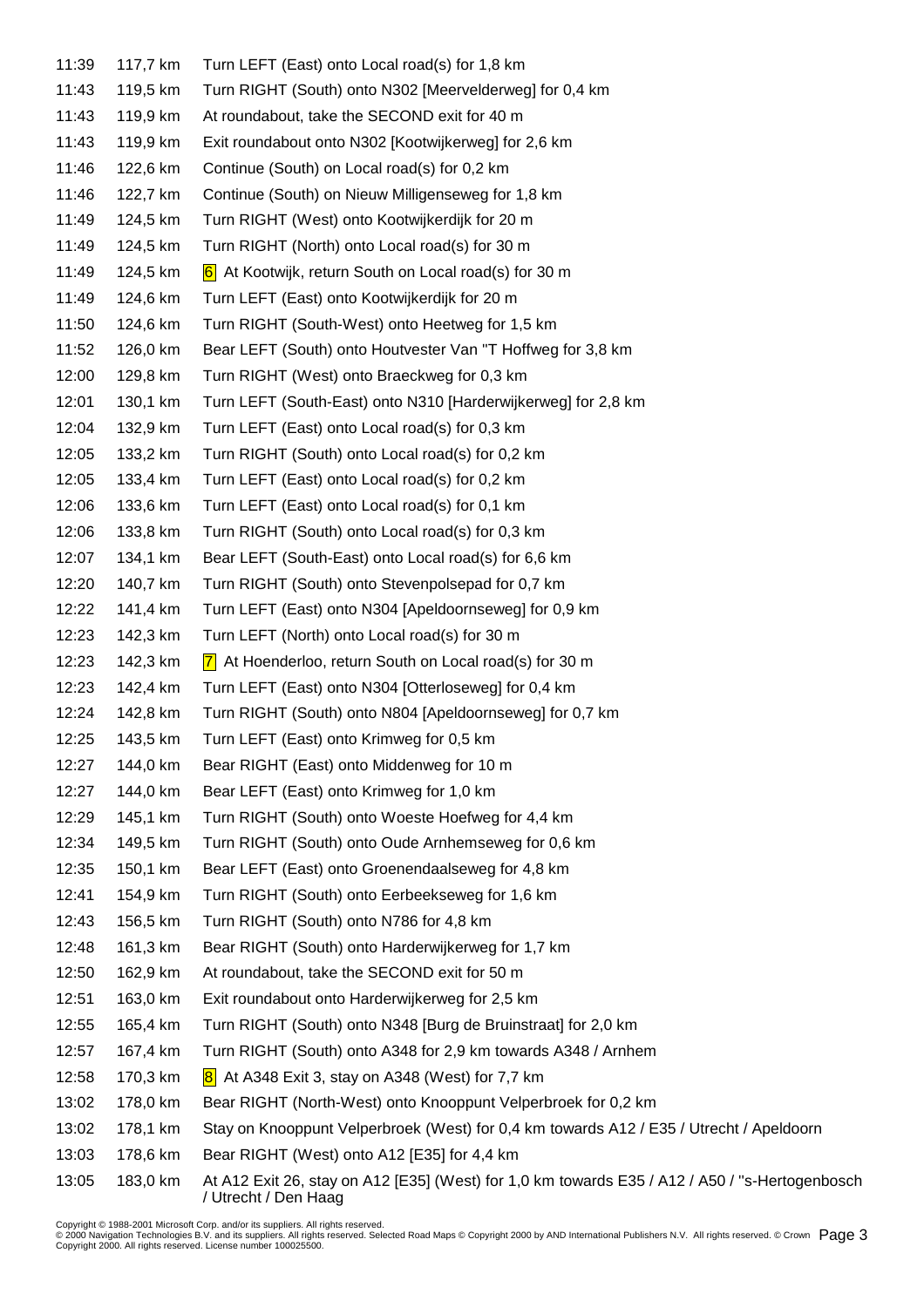| | | |
|---|---|---|
| 11:39 | 117,7 km | Turn LEFT (East) onto Local road(s) for 1,8 km |
| 11:43 | 119,5 km | Turn RIGHT (South) onto N302 [Meervelderweg] for 0,4 km |
| 11:43 | 119,9 km | At roundabout, take the SECOND exit for 40 m |
| 11:43 | 119,9 km | Exit roundabout onto N302 [Kootwijkerweg] for 2,6 km |
| 11:46 | 122,6 km | Continue (South) on Local road(s) for 0,2 km |
| 11:46 | 122,7 km | Continue (South) on Nieuw Milligenseweg for 1,8 km |
| 11:49 | 124,5 km | Turn RIGHT (West) onto Kootwijkerdijk for 20 m |
| 11:49 | 124,5 km | Turn RIGHT (North) onto Local road(s) for 30 m |
| 11:49 | 124,5 km | 6 At Kootwijk, return South on Local road(s) for 30 m |
| 11:49 | 124,6 km | Turn LEFT (East) onto Kootwijkerdijk for 20 m |
| 11:50 | 124,6 km | Turn RIGHT (South-West) onto Heetweg for 1,5 km |
| 11:52 | 126,0 km | Bear LEFT (South) onto Houtvester Van "T Hoffweg for 3,8 km |
| 12:00 | 129,8 km | Turn RIGHT (West) onto Braeckweg for 0,3 km |
| 12:01 | 130,1 km | Turn LEFT (South-East) onto N310 [Harderwijkerweg] for 2,8 km |
| 12:04 | 132,9 km | Turn LEFT (East) onto Local road(s) for 0,3 km |
| 12:05 | 133,2 km | Turn RIGHT (South) onto Local road(s) for 0,2 km |
| 12:05 | 133,4 km | Turn LEFT (East) onto Local road(s) for 0,2 km |
| 12:06 | 133,6 km | Turn LEFT (East) onto Local road(s) for 0,1 km |
| 12:06 | 133,8 km | Turn RIGHT (South) onto Local road(s) for 0,3 km |
| 12:07 | 134,1 km | Bear LEFT (South-East) onto Local road(s) for 6,6 km |
| 12:20 | 140,7 km | Turn RIGHT (South) onto Stevenpolsepad for 0,7 km |
| 12:22 | 141,4 km | Turn LEFT (East) onto N304 [Apeldoornseweg] for 0,9 km |
| 12:23 | 142,3 km | Turn LEFT (North) onto Local road(s) for 30 m |
| 12:23 | 142,3 km | 7 At Hoenderloo, return South on Local road(s) for 30 m |
| 12:23 | 142,4 km | Turn LEFT (East) onto N304 [Otterloseweg] for 0,4 km |
| 12:24 | 142,8 km | Turn RIGHT (South) onto N804 [Apeldoornseweg] for 0,7 km |
| 12:25 | 143,5 km | Turn LEFT (East) onto Krimweg for 0,5 km |
| 12:27 | 144,0 km | Bear RIGHT (East) onto Middenweg for 10 m |
| 12:27 | 144,0 km | Bear LEFT (East) onto Krimweg for 1,0 km |
| 12:29 | 145,1 km | Turn RIGHT (South) onto Woeste Hoefweg for 4,4 km |
| 12:34 | 149,5 km | Turn RIGHT (South) onto Oude Arnhemseweg for 0,6 km |
| 12:35 | 150,1 km | Bear LEFT (East) onto Groenendaalseweg for 4,8 km |
| 12:41 | 154,9 km | Turn RIGHT (South) onto Eerbeekseweg for 1,6 km |
| 12:43 | 156,5 km | Turn RIGHT (South) onto N786 for 4,8 km |
| 12:48 | 161,3 km | Bear RIGHT (South) onto Harderwijkerweg for 1,7 km |
| 12:50 | 162,9 km | At roundabout, take the SECOND exit for 50 m |
| 12:51 | 163,0 km | Exit roundabout onto Harderwijkerweg for 2,5 km |
| 12:55 | 165,4 km | Turn RIGHT (South) onto N348 [Burg de Bruinstraat] for 2,0 km |
| 12:57 | 167,4 km | Turn RIGHT (South) onto A348 for 2,9 km towards A348 / Arnhem |
| 12:58 | 170,3 km | 8 At A348 Exit 3, stay on A348 (West) for 7,7 km |
| 13:02 | 178,0 km | Bear RIGHT (North-West) onto Knooppunt Velperbroek for 0,2 km |
| 13:02 | 178,1 km | Stay on Knooppunt Velperbroek (West) for 0,4 km towards A12 / E35 / Utrecht / Apeldoorn |
| 13:03 | 178,6 km | Bear RIGHT (West) onto A12 [E35] for 4,4 km |
| 13:05 | 183,0 km | At A12 Exit 26, stay on A12 [E35] (West) for 1,0 km towards E35 / A12 / A50 / "s-Hertogenbosch / Utrecht / Den Haag |

Copyright © 1988-2001 Microsoft Corp. and/or its suppliers. All rights reserved.
© 2000 Navigation Technologies B.V. and its suppliers. All rights reserved. Selected Road Maps © Copyright 2000 by AND International Publishers N.V. All rights reserved. © Crown Copyright 2000. All rights reserved. License number 100025500.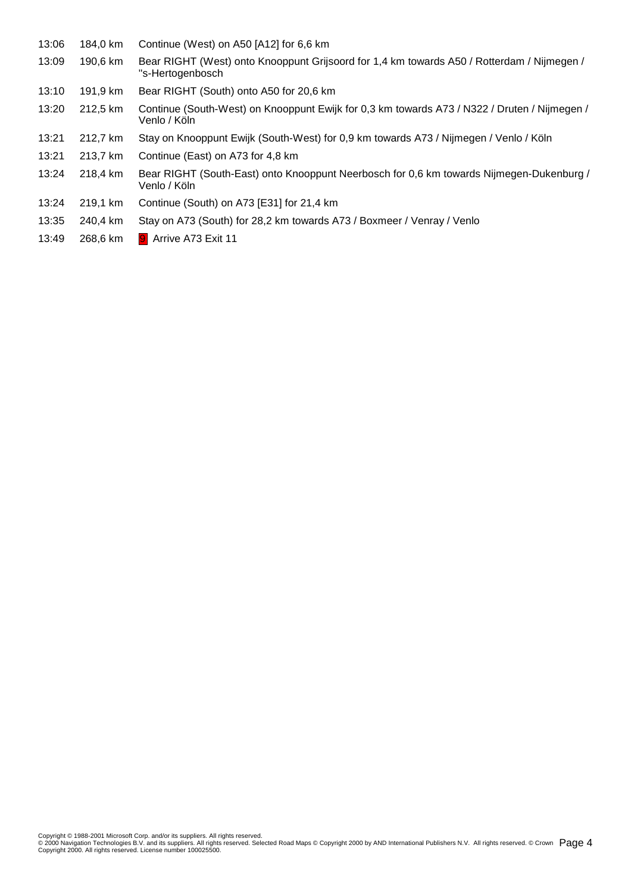| | | |
|---|---|---|
| 13:06 | 184,0 km | Continue (West) on A50 [A12] for 6,6 km |
| 13:09 | 190,6 km | Bear RIGHT (West) onto Knooppunt Grijsoord for 1,4 km towards A50 / Rotterdam / Nijmegen / "s-Hertogenbosch |
| 13:10 | 191,9 km | Bear RIGHT (South) onto A50 for 20,6 km |
| 13:20 | 212,5 km | Continue (South-West) on Knooppunt Ewijk for 0,3 km towards A73 / N322 / Druten / Nijmegen / Venlo / Köln |
| 13:21 | 212,7 km | Stay on Knooppunt Ewijk (South-West) for 0,9 km towards A73 / Nijmegen / Venlo / Köln |
| 13:21 | 213,7 km | Continue (East) on A73 for 4,8 km |
| 13:24 | 218,4 km | Bear RIGHT (South-East) onto Knooppunt Neerbosch for 0,6 km towards Nijmegen-Dukenburg / Venlo / Köln |
| 13:24 | 219,1 km | Continue (South) on A73 [E31] for 21,4 km |
| 13:35 | 240,4 km | Stay on A73 (South) for 28,2 km towards A73 / Boxmeer / Venray / Venlo |
| 13:49 | 268,6 km | 9 Arrive A73 Exit 11 |

Copyright © 1988-2001 Microsoft Corp. and/or its suppliers. All rights reserved.
© 2000 Navigation Technologies B.V. and its suppliers. All rights reserved. Selected Road Maps © Copyright 2000 by AND International Publishers N.V. All rights reserved. © Crown Copyright 2000. All rights reserved. License number 100025500.